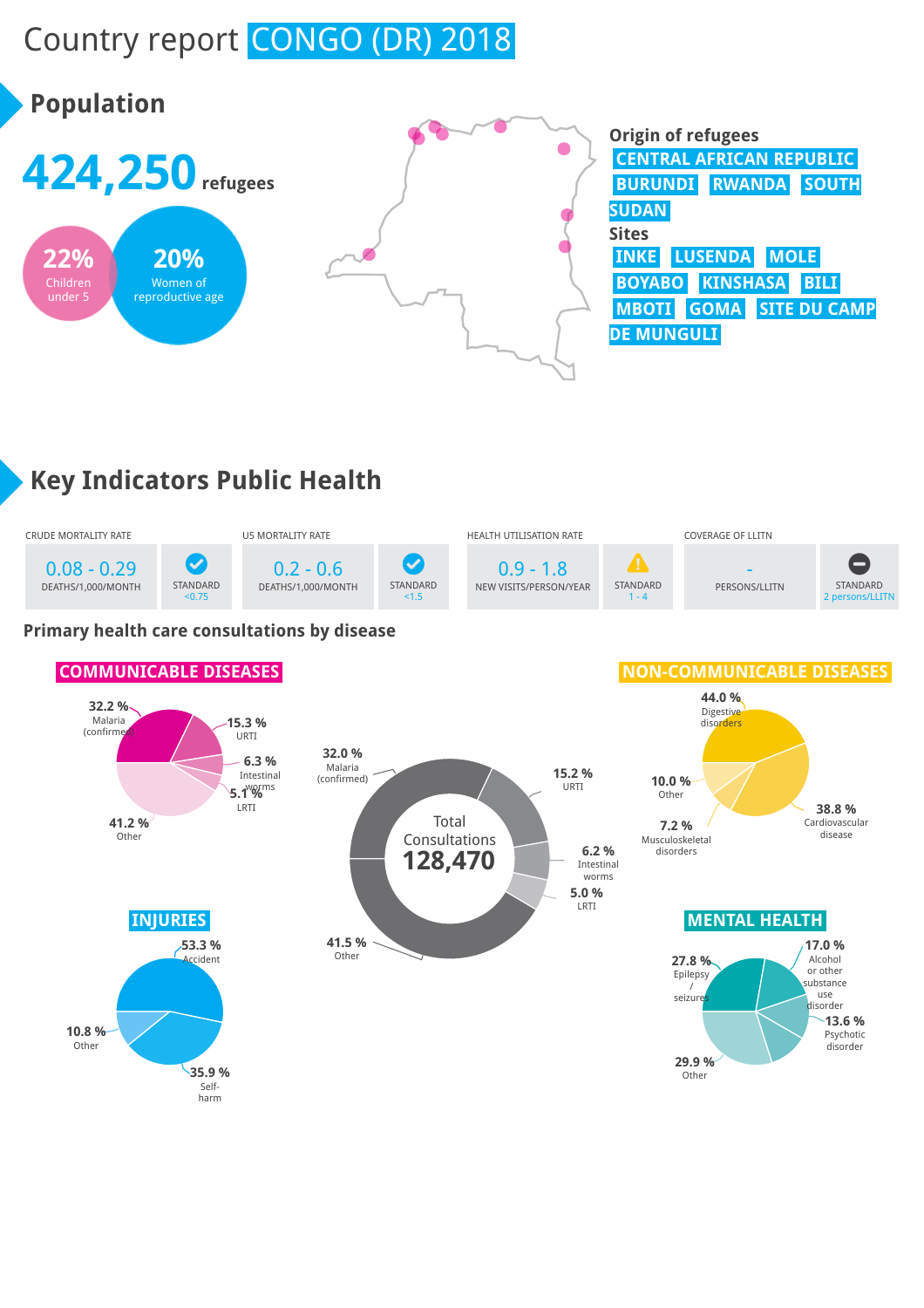# Country report CONGO (DR) 2018

## Population

**424,250** refugees

**22%** Children under 5

**20%** Women of reproductive age

**Origin of refugees**

CENTRAL AFRICAN REPUBLIC, BURUNDI, RWANDA, SOUTH SUDAN

**Sites**

INKE, LUSENDA, MOLE, BOYABO, KINSHASA, BILI, MBOTI, GOMA, SITE DU CAMP DE MUNGULI

## Key Indicators Public Health

| CRUDE MORTALITY RATE | | U5 MORTALITY RATE | | HEALTH UTILISATION RATE | | COVERAGE OF LLITN | |
|---|---|---|---|---|---|---|---|
| 0.08 - 0.29 DEATHS/1,000/MONTH | STANDARD <0.75 | 0.2 - 0.6 DEATHS/1,000/MONTH | STANDARD <1.5 | 0.9 - 1.8 NEW VISITS/PERSON/YEAR | STANDARD 1 - 4 | - PERSONS/LLITN | STANDARD 2 persons/LLITN |

### Primary health care consultations by disease

**Total Consultations 128,470**

| Disease | % |
|---|---|
| Malaria (confirmed) | 32.0 % |
| URTI | 15.2 % |
| Intestinal worms | 6.2 % |
| LRTI | 5.0 % |
| Other | 41.5 % |

**COMMUNICABLE DISEASES**

| Disease | % |
|---|---|
| Malaria (confirmed) | 32.2 % |
| URTI | 15.3 % |
| Intestinal worms | 6.3 % |
| LRTI | 5.1 % |
| Other | 41.2 % |

**NON-COMMUNICABLE DISEASES**

| Disease | % |
|---|---|
| Digestive disorders | 44.0 % |
| Cardiovascular disease | 38.8 % |
| Musculoskeletal disorders | 7.2 % |
| Other | 10.0 % |

**INJURIES**

| Injury | % |
|---|---|
| Accident | 53.3 % |
| Self-harm | 35.9 % |
| Other | 10.8 % |

**MENTAL HEALTH**

| Condition | % |
|---|---|
| Epilepsy / seizures | 27.8 % |
| Alcohol or other substance use disorder | 17.0 % |
| Psychotic disorder | 13.6 % |
| Other | 29.9 % |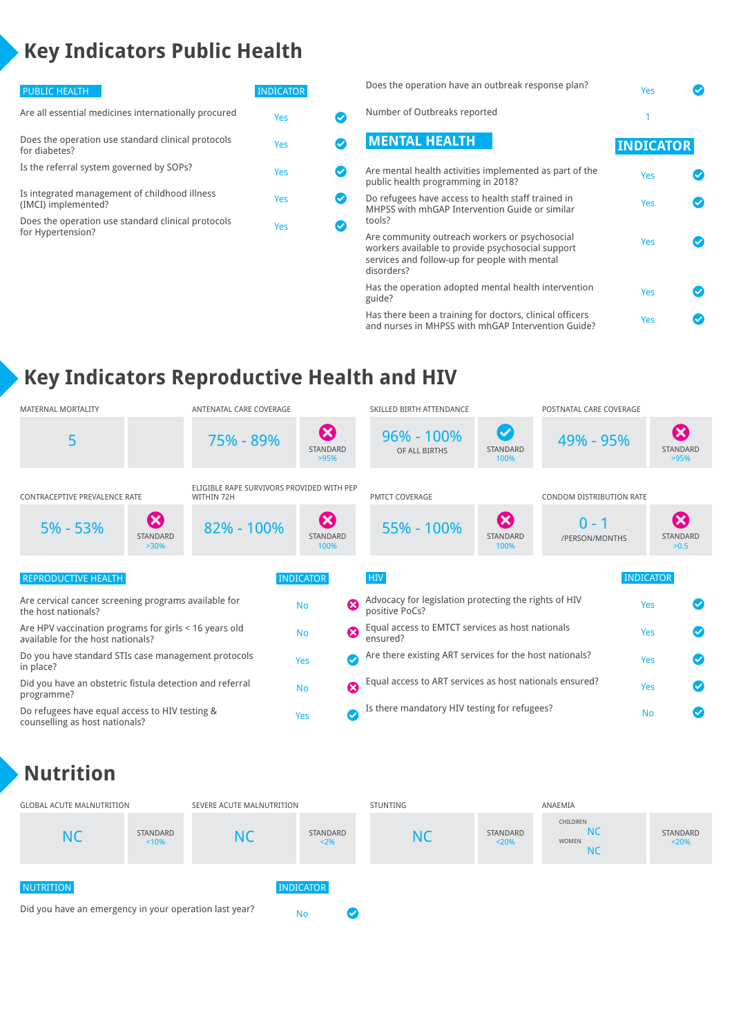# Key Indicators Public Health

| PUBLIC HEALTH | INDICATOR | |
|---|---|---|
| Are all essential medicines internationally procured | Yes | ✔ |
| Does the operation use standard clinical protocols for diabetes? | Yes | ✔ |
| Is the referral system governed by SOPs? | Yes | ✔ |
| Is integrated management of childhood illness (IMCI) implemented? | Yes | ✔ |
| Does the operation use standard clinical protocols for Hypertension? | Yes | ✔ |
| Does the operation have an outbreak response plan? | Yes | ✔ |
| Number of Outbreaks reported | 1 | |

| MENTAL HEALTH | INDICATOR | |
|---|---|---|
| Are mental health activities implemented as part of the public health programming in 2018? | Yes | ✔ |
| Do refugees have access to health staff trained in MHPSS with mhGAP Intervention Guide or similar tools? | Yes | ✔ |
| Are community outreach workers or psychosocial workers available to provide psychosocial support services and follow-up for people with mental disorders? | Yes | ✔ |
| Has the operation adopted mental health intervention guide? | Yes | ✔ |
| Has there been a training for doctors, clinical officers and nurses in MHPSS with mhGAP Intervention Guide? | Yes | ✔ |

# Key Indicators Reproductive Health and HIV

| Indicator | Value | Standard | Status |
|---|---|---|---|
| MATERNAL MORTALITY | 5 | | |
| ANTENATAL CARE COVERAGE | 75% - 89% | >95% | ✘ |
| SKILLED BIRTH ATTENDANCE | 96% - 100% OF ALL BIRTHS | 100% | ✔ |
| POSTNATAL CARE COVERAGE | 49% - 95% | >95% | ✘ |
| CONTRACEPTIVE PREVALENCE RATE | 5% - 53% | >30% | ✘ |
| ELIGIBLE RAPE SURVIVORS PROVIDED WITH PEP WITHIN 72H | 82% - 100% | 100% | ✘ |
| PMTCT COVERAGE | 55% - 100% | 100% | ✘ |
| CONDOM DISTRIBUTION RATE | 0 - 1 /PERSON/MONTHS | >0.5 | ✘ |

| REPRODUCTIVE HEALTH | INDICATOR | |
|---|---|---|
| Are cervical cancer screening programs available for the host nationals? | No | ✘ |
| Are HPV vaccination programs for girls < 16 years old available for the host nationals? | No | ✘ |
| Do you have standard STIs case management protocols in place? | Yes | ✔ |
| Did you have an obstetric fistula detection and referral programme? | No | ✘ |
| Do refugees have equal access to HIV testing & counselling as host nationals? | Yes | ✔ |

| HIV | INDICATOR | |
|---|---|---|
| Advocacy for legislation protecting the rights of HIV positive PoCs? | Yes | ✔ |
| Equal access to EMTCT services as host nationals ensured? | Yes | ✔ |
| Are there existing ART services for the host nationals? | Yes | ✔ |
| Equal access to ART services as host nationals ensured? | Yes | ✔ |
| Is there mandatory HIV testing for refugees? | No | ✔ |

# Nutrition

| Indicator | Value | Standard |
|---|---|---|
| GLOBAL ACUTE MALNUTRITION | NC | <10% |
| SEVERE ACUTE MALNUTRITION | NC | <2% |
| STUNTING | NC | <20% |
| ANAEMIA | CHILDREN: NC; WOMEN: NC | <20% |

| NUTRITION | INDICATOR | |
|---|---|---|
| Did you have an emergency in your operation last year? | No | ✔ |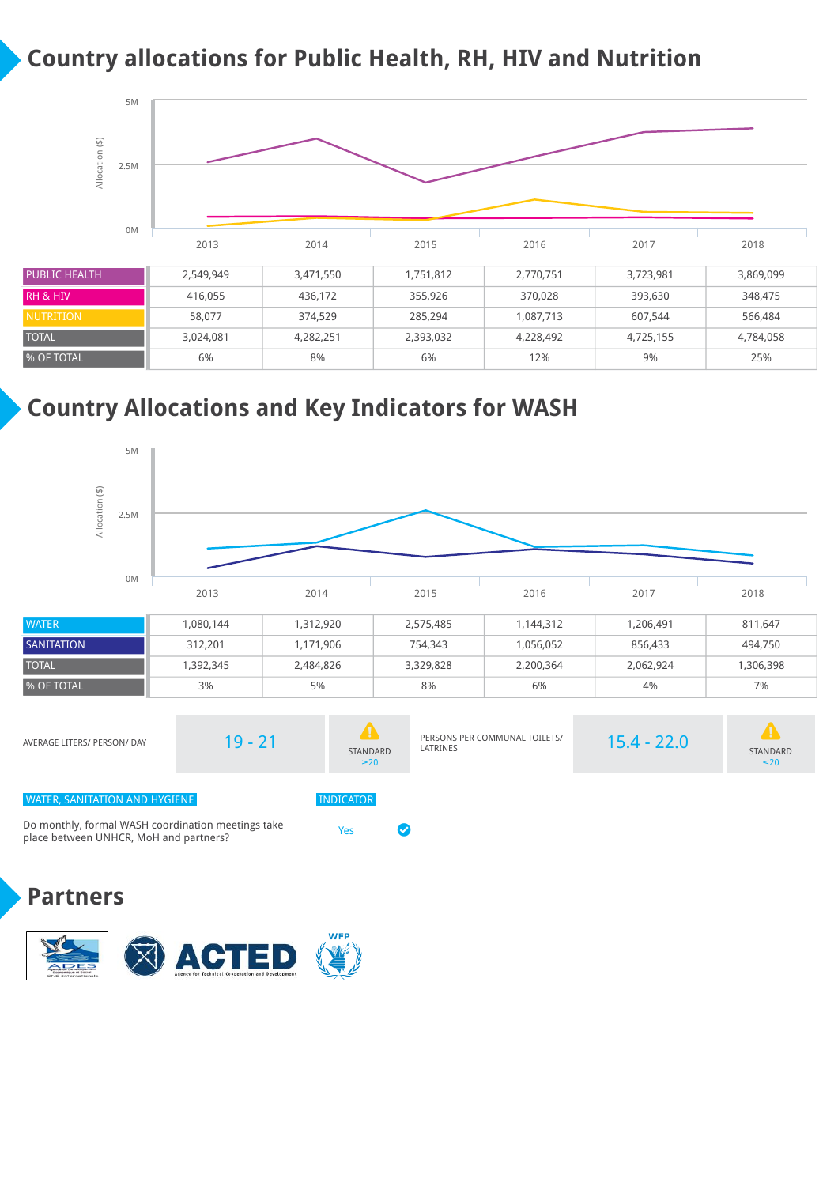## Country allocations for Public Health, RH, HIV and Nutrition

Allocation ($)
5M
2.5M
0M
2013 2014 2015 2016 2017 2018

| | 2013 | 2014 | 2015 | 2016 | 2017 | 2018 |
|---|---|---|---|---|---|---|
| PUBLIC HEALTH | 2,549,949 | 3,471,550 | 1,751,812 | 2,770,751 | 3,723,981 | 3,869,099 |
| RH & HIV | 416,055 | 436,172 | 355,926 | 370,028 | 393,630 | 348,475 |
| NUTRITION | 58,077 | 374,529 | 285,294 | 1,087,713 | 607,544 | 566,484 |
| TOTAL | 3,024,081 | 4,282,251 | 2,393,032 | 4,228,492 | 4,725,155 | 4,784,058 |
| % OF TOTAL | 6% | 8% | 6% | 12% | 9% | 25% |

## Country Allocations and Key Indicators for WASH

Allocation ($)
5M
2.5M
0M
2013 2014 2015 2016 2017 2018

| | 2013 | 2014 | 2015 | 2016 | 2017 | 2018 |
|---|---|---|---|---|---|---|
| WATER | 1,080,144 | 1,312,920 | 2,575,485 | 1,144,312 | 1,206,491 | 811,647 |
| SANITATION | 312,201 | 1,171,906 | 754,343 | 1,056,052 | 856,433 | 494,750 |
| TOTAL | 1,392,345 | 2,484,826 | 3,329,828 | 2,200,364 | 2,062,924 | 1,306,398 |
| % OF TOTAL | 3% | 5% | 8% | 6% | 4% | 7% |

| | | | | | |
|---|---|---|---|---|---|
| AVERAGE LITERS/ PERSON/ DAY | 19 - 21 | STANDARD ≥20 | PERSONS PER COMMUNAL TOILETS/ LATRINES | 15.4 - 22.0 | STANDARD ≤20 |

| WATER, SANITATION AND HYGIENE | INDICATOR |
|---|---|
| Do monthly, formal WASH coordination meetings take place between UNHCR, MoH and partners? | Yes |

## Partners

ADES
ACTED Agency for Technical Cooperation and Development
WFP